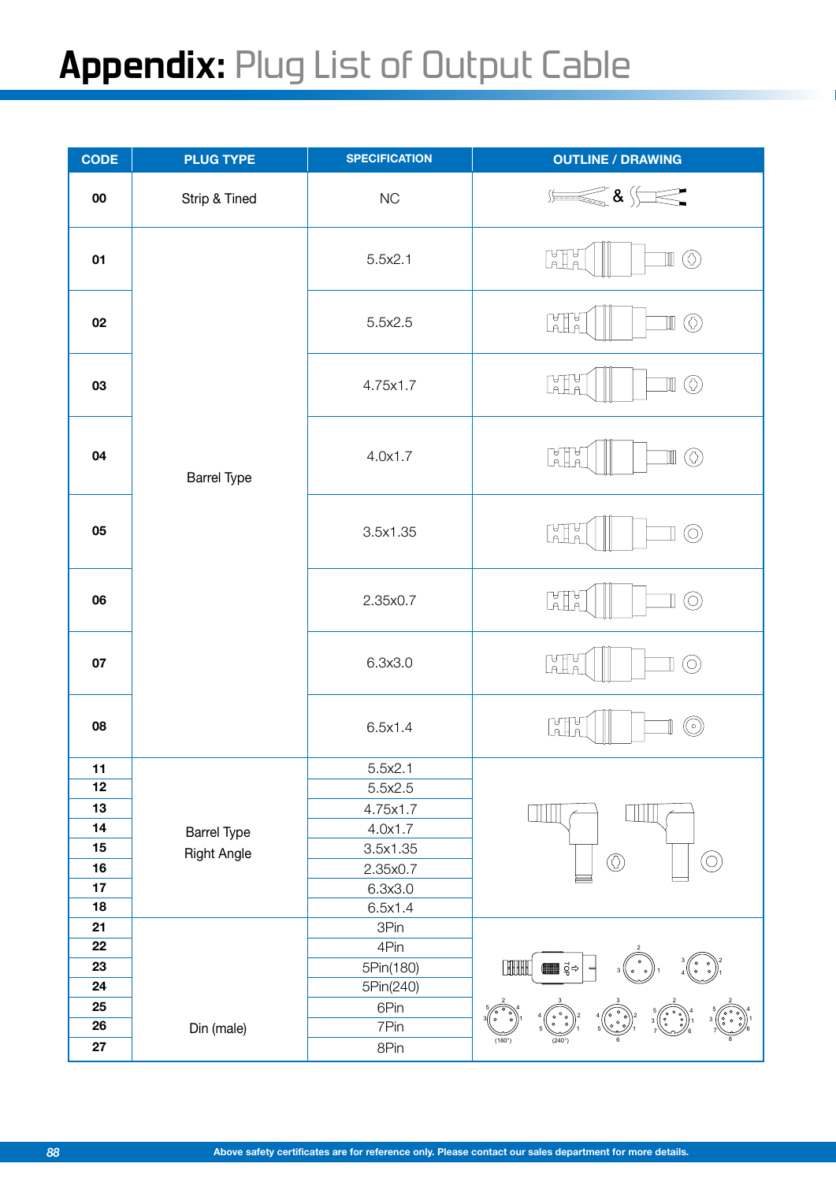# Appendix: Plug List of Output Cable

| CODE | PLUG TYPE | SPECIFICATION | OUTLINE / DRAWING |
|---|---|---|---|
| 00 | Strip & Tined | NC | |
| 01 | Barrel Type | 5.5x2.1 | |
| 02 | | 5.5x2.5 | |
| 03 | | 4.75x1.7 | |
| 04 | | 4.0x1.7 | |
| 05 | | 3.5x1.35 | |
| 06 | | 2.35x0.7 | |
| 07 | | 6.3x3.0 | |
| 08 | | 6.5x1.4 | |
| 11 | Barrel Type Right Angle | 5.5x2.1 | |
| 12 | | 5.5x2.5 | |
| 13 | | 4.75x1.7 | |
| 14 | | 4.0x1.7 | |
| 15 | | 3.5x1.35 | |
| 16 | | 2.35x0.7 | |
| 17 | | 6.3x3.0 | |
| 18 | | 6.5x1.4 | |
| 21 | Din (male) | 3Pin | |
| 22 | | 4Pin | |
| 23 | | 5Pin(180) | |
| 24 | | 5Pin(240) | |
| 25 | | 6Pin | |
| 26 | | 7Pin | |
| 27 | | 8Pin | |

Above safety certificates are for reference only. Please contact our sales department for more details.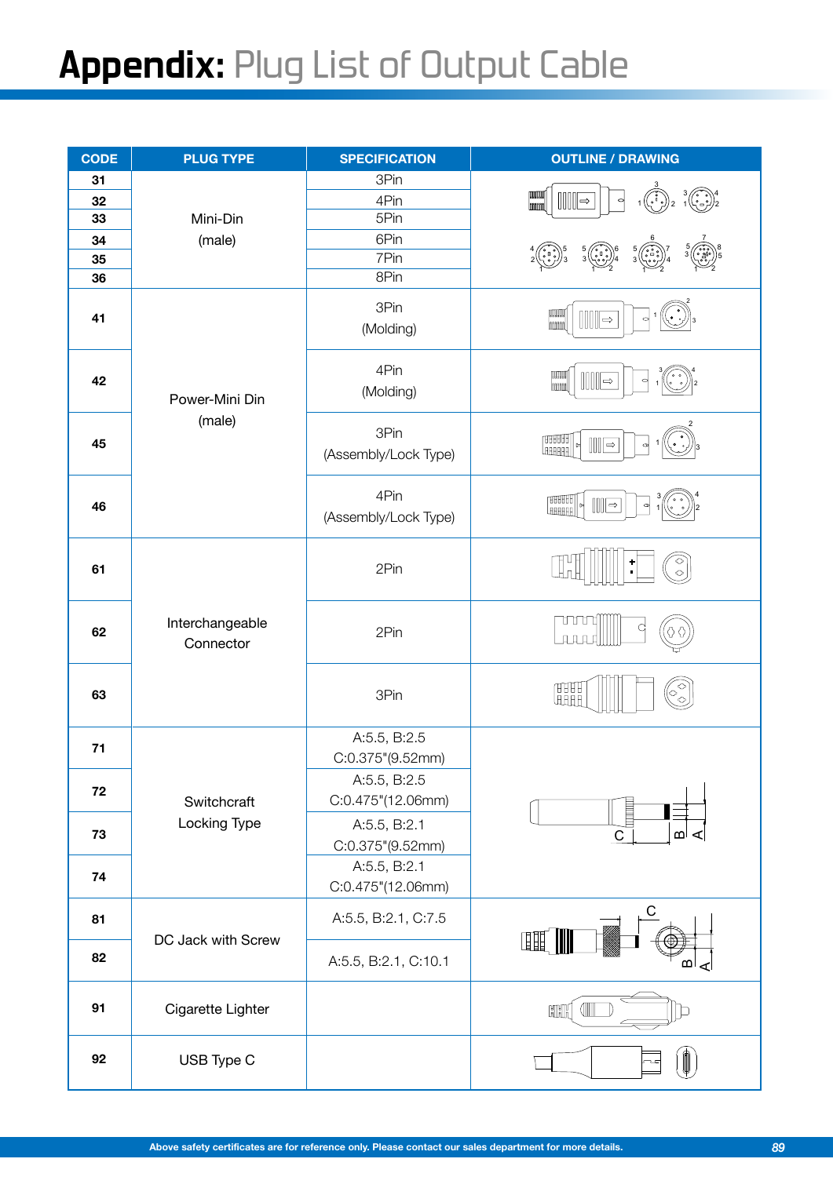# Appendix: Plug List of Output Cable

| CODE | PLUG TYPE | SPECIFICATION | OUTLINE / DRAWING |
|---|---|---|---|
| 31 | Mini-Din (male) | 3Pin | |
| 32 | | 4Pin | |
| 33 | | 5Pin | |
| 34 | | 6Pin | |
| 35 | | 7Pin | |
| 36 | | 8Pin | |
| 41 | Power-Mini Din (male) | 3Pin (Molding) | |
| 42 | | 4Pin (Molding) | |
| 45 | | 3Pin (Assembly/Lock Type) | |
| 46 | | 4Pin (Assembly/Lock Type) | |
| 61 | Interchangeable Connector | 2Pin | |
| 62 | | 2Pin | |
| 63 | | 3Pin | |
| 71 | Switchcraft Locking Type | A:5.5, B:2.5 C:0.375"(9.52mm) | |
| 72 | | A:5.5, B:2.5 C:0.475"(12.06mm) | |
| 73 | | A:5.5, B:2.1 C:0.375"(9.52mm) | |
| 74 | | A:5.5, B:2.1 C:0.475"(12.06mm) | |
| 81 | DC Jack with Screw | A:5.5, B:2.1, C:7.5 | |
| 82 | | A:5.5, B:2.1, C:10.1 | |
| 91 | Cigarette Lighter | | |
| 92 | USB Type C | | |

Above safety certificates are for reference only. Please contact our sales department for more details.